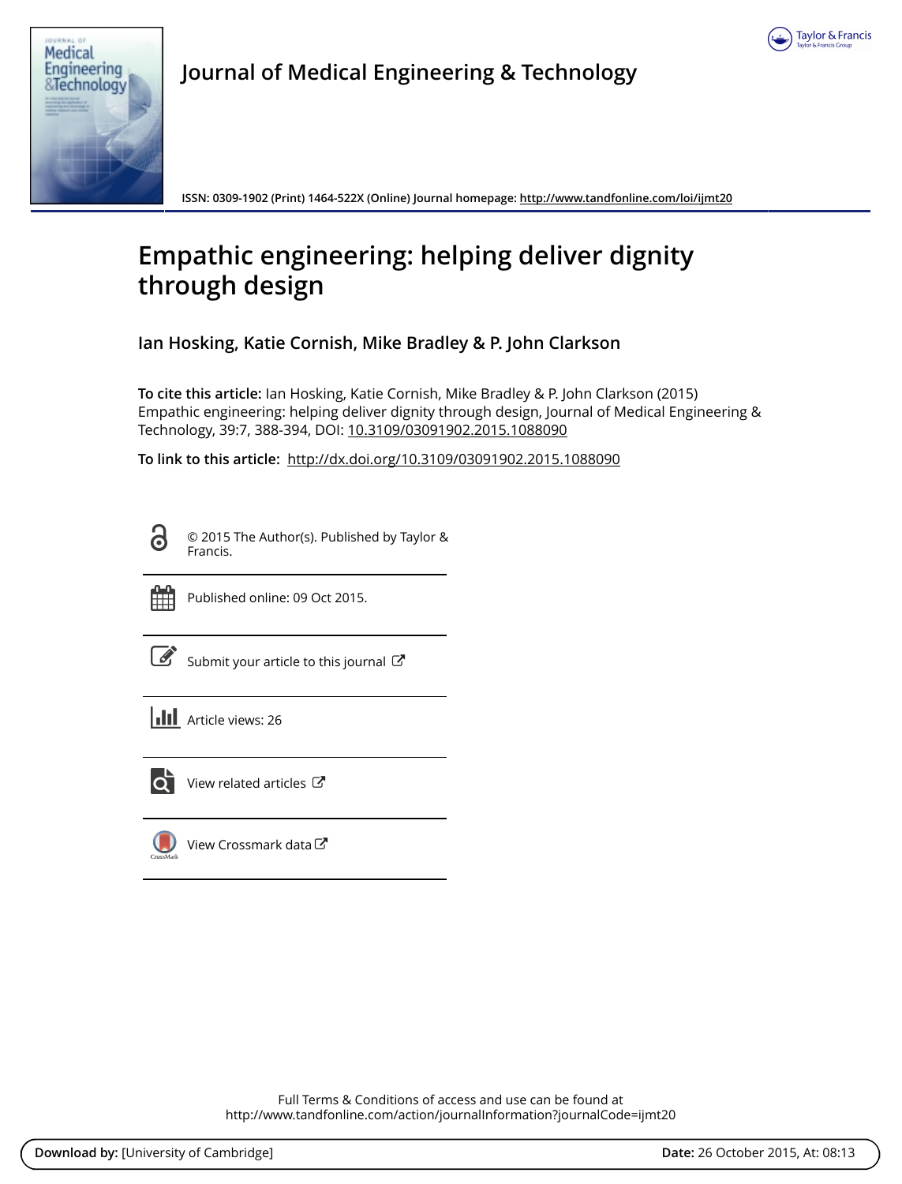Journal of Medical Engineering & Technology

ISSN: 0309-1902 (Print) 1464-522X (Online) Journal homepage: http://www.tandfonline.com/loi/ijmt20

# Empathic engineering: helping deliver dignity through design

**Ian Hosking, Katie Cornish, Mike Bradley & P. John Clarkson**

**To cite this article:** Ian Hosking, Katie Cornish, Mike Bradley & P. John Clarkson (2015) Empathic engineering: helping deliver dignity through design, Journal of Medical Engineering & Technology, 39:7, 388-394, DOI: 10.3109/03091902.2015.1088090

**To link to this article:** http://dx.doi.org/10.3109/03091902.2015.1088090

© 2015 The Author(s). Published by Taylor & Francis.

Published online: 09 Oct 2015.

Submit your article to this journal

Article views: 26

View related articles

View Crossmark data

Full Terms & Conditions of access and use can be found at http://www.tandfonline.com/action/journalInformation?journalCode=ijmt20

**Download by:** [University of Cambridge] **Date:** 26 October 2015, At: 08:13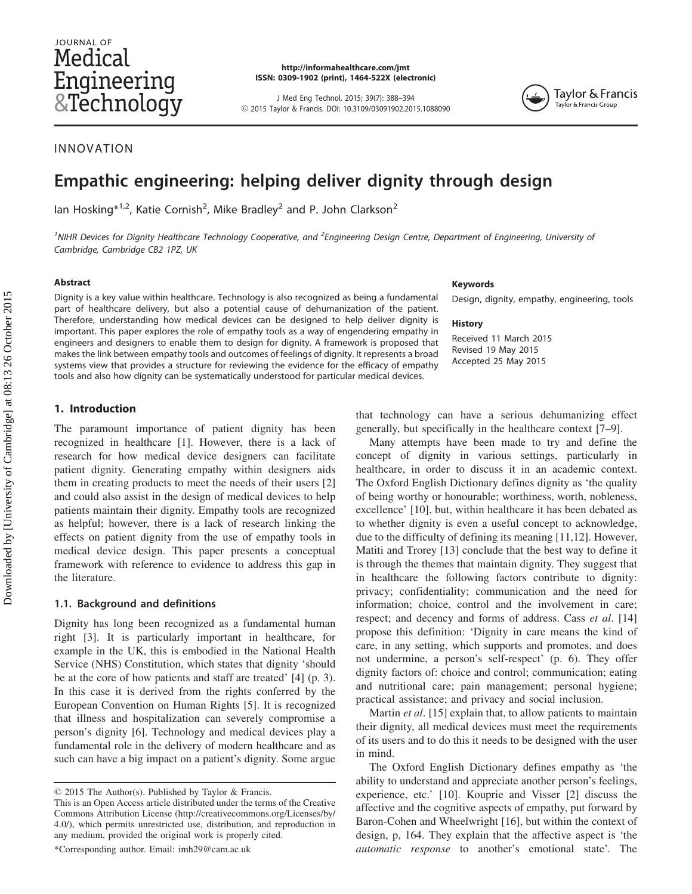INNOVATION

# Empathic engineering: helping deliver dignity through design

Ian Hosking*[1,2], Katie Cornish[2], Mike Bradley[2] and P. John Clarkson[2]

[1]NIHR Devices for Dignity Healthcare Technology Cooperative, and [2]Engineering Design Centre, Department of Engineering, University of Cambridge, Cambridge CB2 1PZ, UK

## Abstract

Dignity is a key value within healthcare. Technology is also recognized as being a fundamental part of healthcare delivery, but also a potential cause of dehumanization of the patient. Therefore, understanding how medical devices can be designed to help deliver dignity is important. This paper explores the role of empathy tools as a way of engendering empathy in engineers and designers to enable them to design for dignity. A framework is proposed that makes the link between empathy tools and outcomes of feelings of dignity. It represents a broad systems view that provides a structure for reviewing the evidence for the efficacy of empathy tools and also how dignity can be systematically understood for particular medical devices.

## Keywords

Design, dignity, empathy, engineering, tools

## History

Received 11 March 2015
Revised 19 May 2015
Accepted 25 May 2015

## 1. Introduction

The paramount importance of patient dignity has been recognized in healthcare [1]. However, there is a lack of research for how medical device designers can facilitate patient dignity. Generating empathy within designers aids them in creating products to meet the needs of their users [2] and could also assist in the design of medical devices to help patients maintain their dignity. Empathy tools are recognized as helpful; however, there is a lack of research linking the effects on patient dignity from the use of empathy tools in medical device design. This paper presents a conceptual framework with reference to evidence to address this gap in the literature.

### 1.1. Background and definitions

Dignity has long been recognized as a fundamental human right [3]. It is particularly important in healthcare, for example in the UK, this is embodied in the National Health Service (NHS) Constitution, which states that dignity 'should be at the core of how patients and staff are treated' [4] (p. 3). In this case it is derived from the rights conferred by the European Convention on Human Rights [5]. It is recognized that illness and hospitalization can severely compromise a person's dignity [6]. Technology and medical devices play a fundamental role in the delivery of modern healthcare and as such can have a big impact on a patient's dignity. Some argue that technology can have a serious dehumanizing effect generally, but specifically in the healthcare context [7–9].

Many attempts have been made to try and define the concept of dignity in various settings, particularly in healthcare, in order to discuss it in an academic context. The Oxford English Dictionary defines dignity as 'the quality of being worthy or honourable; worthiness, worth, nobleness, excellence' [10], but, within healthcare it has been debated as to whether dignity is even a useful concept to acknowledge, due to the difficulty of defining its meaning [11,12]. However, Matiti and Trorey [13] conclude that the best way to define it is through the themes that maintain dignity. They suggest that in healthcare the following factors contribute to dignity: privacy; confidentiality; communication and the need for information; choice, control and the involvement in care; respect; and decency and forms of address. Cass *et al*. [14] propose this definition: 'Dignity in care means the kind of care, in any setting, which supports and promotes, and does not undermine, a person's self-respect' (p. 6). They offer dignity factors of: choice and control; communication; eating and nutritional care; pain management; personal hygiene; practical assistance; and privacy and social inclusion.

Martin *et al*. [15] explain that, to allow patients to maintain their dignity, all medical devices must meet the requirements of its users and to do this it needs to be designed with the user in mind.

The Oxford English Dictionary defines empathy as 'the ability to understand and appreciate another person's feelings, experience, etc.' [10]. Kouprie and Visser [2] discuss the affective and the cognitive aspects of empathy, put forward by Baron-Cohen and Wheelwright [16], but within the context of design, p, 164. They explain that the affective aspect is 'the *automatic response* to another's emotional state'. The

© 2015 The Author(s). Published by Taylor & Francis.
This is an Open Access article distributed under the terms of the Creative Commons Attribution License (http://creativecommons.org/Licenses/by/4.0/), which permits unrestricted use, distribution, and reproduction in any medium, provided the original work is properly cited.

*Corresponding author. Email: imh29@cam.ac.uk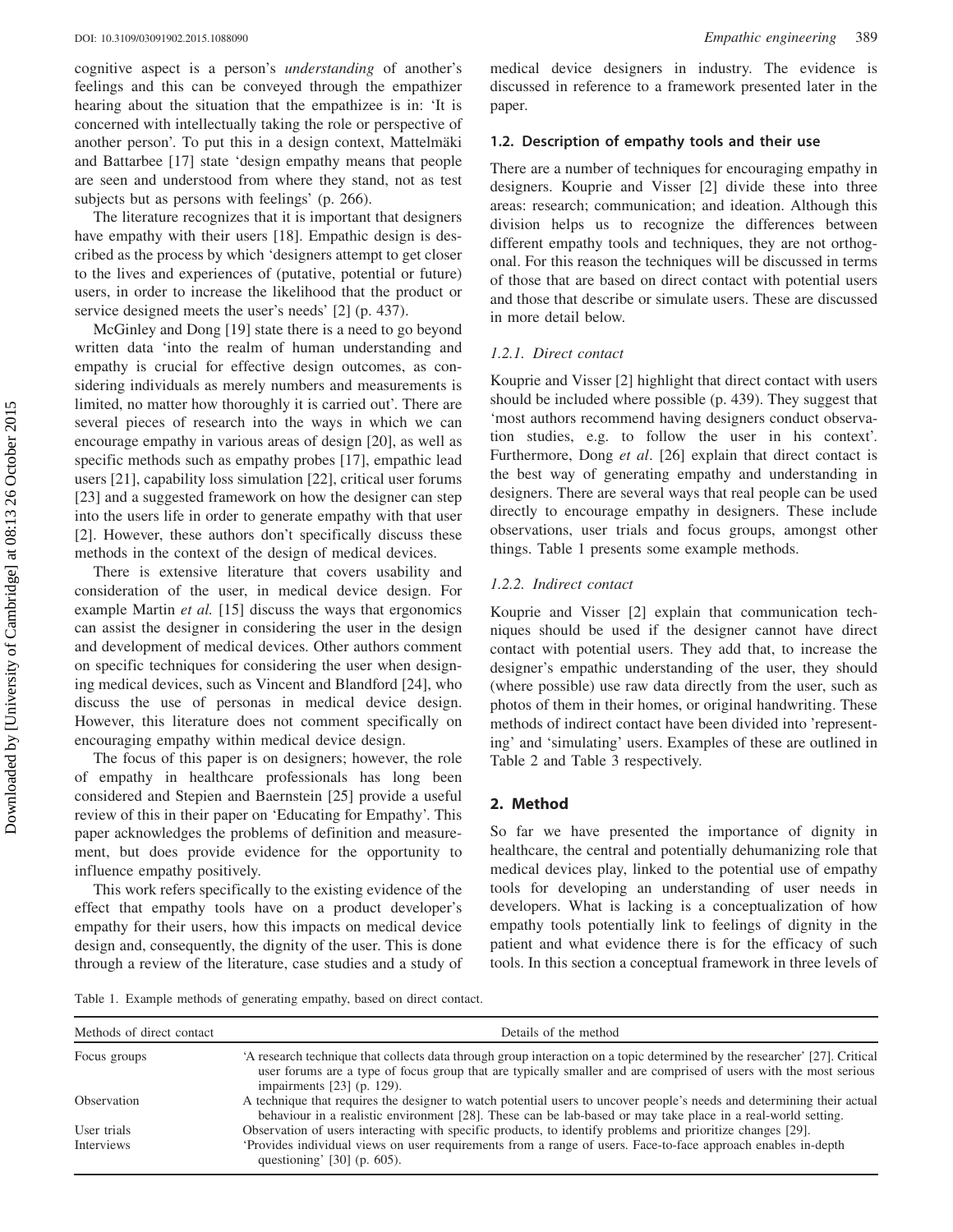cognitive aspect is a person's *understanding* of another's feelings and this can be conveyed through the empathizer hearing about the situation that the empathizee is in: 'It is concerned with intellectually taking the role or perspective of another person'. To put this in a design context, Mattelmäki and Battarbee [17] state 'design empathy means that people are seen and understood from where they stand, not as test subjects but as persons with feelings' (p. 266).

The literature recognizes that it is important that designers have empathy with their users [18]. Empathic design is described as the process by which 'designers attempt to get closer to the lives and experiences of (putative, potential or future) users, in order to increase the likelihood that the product or service designed meets the user's needs' [2] (p. 437).

McGinley and Dong [19] state there is a need to go beyond written data 'into the realm of human understanding and empathy is crucial for effective design outcomes, as considering individuals as merely numbers and measurements is limited, no matter how thoroughly it is carried out'. There are several pieces of research into the ways in which we can encourage empathy in various areas of design [20], as well as specific methods such as empathy probes [17], empathic lead users [21], capability loss simulation [22], critical user forums [23] and a suggested framework on how the designer can step into the users life in order to generate empathy with that user [2]. However, these authors don't specifically discuss these methods in the context of the design of medical devices.

There is extensive literature that covers usability and consideration of the user, in medical device design. For example Martin *et al.* [15] discuss the ways that ergonomics can assist the designer in considering the user in the design and development of medical devices. Other authors comment on specific techniques for considering the user when designing medical devices, such as Vincent and Blandford [24], who discuss the use of personas in medical device design. However, this literature does not comment specifically on encouraging empathy within medical device design.

The focus of this paper is on designers; however, the role of empathy in healthcare professionals has long been considered and Stepien and Baernstein [25] provide a useful review of this in their paper on 'Educating for Empathy'. This paper acknowledges the problems of definition and measurement, but does provide evidence for the opportunity to influence empathy positively.

This work refers specifically to the existing evidence of the effect that empathy tools have on a product developer's empathy for their users, how this impacts on medical device design and, consequently, the dignity of the user. This is done through a review of the literature, case studies and a study of medical device designers in industry. The evidence is discussed in reference to a framework presented later in the paper.

### 1.2. Description of empathy tools and their use

There are a number of techniques for encouraging empathy in designers. Kouprie and Visser [2] divide these into three areas: research; communication; and ideation. Although this division helps us to recognize the differences between different empathy tools and techniques, they are not orthogonal. For this reason the techniques will be discussed in terms of those that are based on direct contact with potential users and those that describe or simulate users. These are discussed in more detail below.

#### *1.2.1. Direct contact*

Kouprie and Visser [2] highlight that direct contact with users should be included where possible (p. 439). They suggest that 'most authors recommend having designers conduct observation studies, e.g. to follow the user in his context'. Furthermore, Dong *et al*. [26] explain that direct contact is the best way of generating empathy and understanding in designers. There are several ways that real people can be used directly to encourage empathy in designers. These include observations, user trials and focus groups, amongst other things. Table 1 presents some example methods.

#### *1.2.2. Indirect contact*

Kouprie and Visser [2] explain that communication techniques should be used if the designer cannot have direct contact with potential users. They add that, to increase the designer's empathic understanding of the user, they should (where possible) use raw data directly from the user, such as photos of them in their homes, or original handwriting. These methods of indirect contact have been divided into 'representing' and 'simulating' users. Examples of these are outlined in Table 2 and Table 3 respectively.

## 2. Method

So far we have presented the importance of dignity in healthcare, the central and potentially dehumanizing role that medical devices play, linked to the potential use of empathy tools for developing an understanding of user needs in developers. What is lacking is a conceptualization of how empathy tools potentially link to feelings of dignity in the patient and what evidence there is for the efficacy of such tools. In this section a conceptual framework in three levels of

Table 1. Example methods of generating empathy, based on direct contact.

| Methods of direct contact | Details of the method |
|---|---|
| Focus groups | 'A research technique that collects data through group interaction on a topic determined by the researcher' [27]. Critical user forums are a type of focus group that are typically smaller and are comprised of users with the most serious impairments [23] (p. 129). |
| Observation | A technique that requires the designer to watch potential users to uncover people's needs and determining their actual behaviour in a realistic environment [28]. These can be lab-based or may take place in a real-world setting. |
| User trials | Observation of users interacting with specific products, to identify problems and prioritize changes [29]. |
| Interviews | 'Provides individual views on user requirements from a range of users. Face-to-face approach enables in-depth questioning' [30] (p. 605). |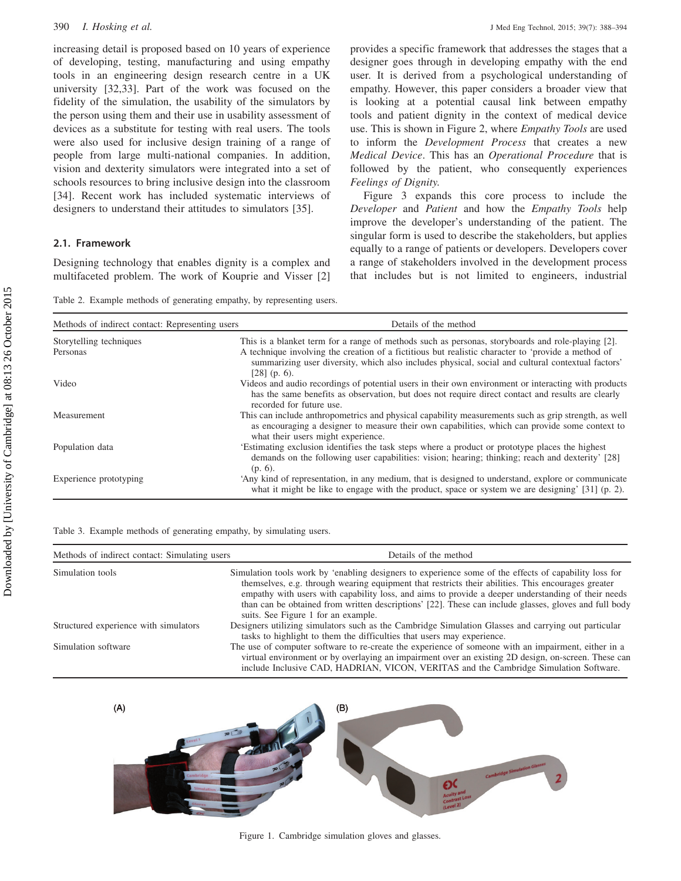increasing detail is proposed based on 10 years of experience of developing, testing, manufacturing and using empathy tools in an engineering design research centre in a UK university [32,33]. Part of the work was focused on the fidelity of the simulation, the usability of the simulators by the person using them and their use in usability assessment of devices as a substitute for testing with real users. The tools were also used for inclusive design training of a range of people from large multi-national companies. In addition, vision and dexterity simulators were integrated into a set of schools resources to bring inclusive design into the classroom [34]. Recent work has included systematic interviews of designers to understand their attitudes to simulators [35].

### 2.1. Framework

Designing technology that enables dignity is a complex and multifaceted problem. The work of Kouprie and Visser [2] provides a specific framework that addresses the stages that a designer goes through in developing empathy with the end user. It is derived from a psychological understanding of empathy. However, this paper considers a broader view that is looking at a potential causal link between empathy tools and patient dignity in the context of medical device use. This is shown in Figure 2, where *Empathy Tools* are used to inform the *Development Process* that creates a new *Medical Device*. This has an *Operational Procedure* that is followed by the patient, who consequently experiences *Feelings of Dignity.*

Figure 3 expands this core process to include the *Developer* and *Patient* and how the *Empathy Tools* help improve the developer's understanding of the patient. The singular form is used to describe the stakeholders, but applies equally to a range of patients or developers. Developers cover a range of stakeholders involved in the development process that includes but is not limited to engineers, industrial

Table 2. Example methods of generating empathy, by representing users.

| Methods of indirect contact: Representing users | Details of the method |
|---|---|
| Storytelling techniques | This is a blanket term for a range of methods such as personas, storyboards and role-playing [2]. |
| Personas | A technique involving the creation of a fictitious but realistic character to 'provide a method of summarizing user diversity, which also includes physical, social and cultural contextual factors' [28] (p. 6). |
| Video | Videos and audio recordings of potential users in their own environment or interacting with products has the same benefits as observation, but does not require direct contact and results are clearly recorded for future use. |
| Measurement | This can include anthropometrics and physical capability measurements such as grip strength, as well as encouraging a designer to measure their own capabilities, which can provide some context to what their users might experience. |
| Population data | 'Estimating exclusion identifies the task steps where a product or prototype places the highest demands on the following user capabilities: vision; hearing; thinking; reach and dexterity' [28] (p. 6). |
| Experience prototyping | 'Any kind of representation, in any medium, that is designed to understand, explore or communicate what it might be like to engage with the product, space or system we are designing' [31] (p. 2). |

Table 3. Example methods of generating empathy, by simulating users.

| Methods of indirect contact: Simulating users | Details of the method |
|---|---|
| Simulation tools | Simulation tools work by 'enabling designers to experience some of the effects of capability loss for themselves, e.g. through wearing equipment that restricts their abilities. This encourages greater empathy with users with capability loss, and aims to provide a deeper understanding of their needs than can be obtained from written descriptions' [22]. These can include glasses, gloves and full body suits. See Figure 1 for an example. |
| Structured experience with simulators | Designers utilizing simulators such as the Cambridge Simulation Glasses and carrying out particular tasks to highlight to them the difficulties that users may experience. |
| Simulation software | The use of computer software to re-create the experience of someone with an impairment, either in a virtual environment or by overlaying an impairment over an existing 2D design, on-screen. These can include Inclusive CAD, HADRIAN, VICON, VERITAS and the Cambridge Simulation Software. |

Figure 1. Cambridge simulation gloves and glasses.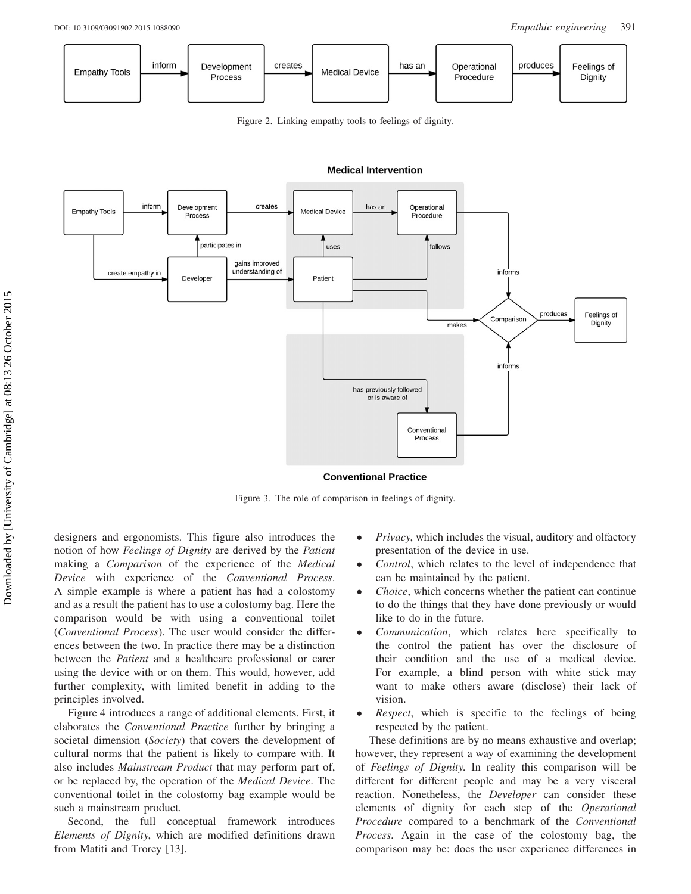Figure 2. Linking empathy tools to feelings of dignity.

Figure 3. The role of comparison in feelings of dignity.

designers and ergonomists. This figure also introduces the notion of how *Feelings of Dignity* are derived by the *Patient* making a *Comparison* of the experience of the *Medical Device* with experience of the *Conventional Process*. A simple example is where a patient has had a colostomy and as a result the patient has to use a colostomy bag. Here the comparison would be with using a conventional toilet (*Conventional Process*). The user would consider the differences between the two. In practice there may be a distinction between the *Patient* and a healthcare professional or carer using the device with or on them. This would, however, add further complexity, with limited benefit in adding to the principles involved.

Figure 4 introduces a range of additional elements. First, it elaborates the *Conventional Practice* further by bringing a societal dimension (*Society*) that covers the development of cultural norms that the patient is likely to compare with. It also includes *Mainstream Product* that may perform part of, or be replaced by, the operation of the *Medical Device*. The conventional toilet in the colostomy bag example would be such a mainstream product.

Second, the full conceptual framework introduces *Elements of Dignity*, which are modified definitions drawn from Matiti and Trorey [13].

- *Privacy*, which includes the visual, auditory and olfactory presentation of the device in use.
- *Control*, which relates to the level of independence that can be maintained by the patient.
- *Choice*, which concerns whether the patient can continue to do the things that they have done previously or would like to do in the future.
- *Communication*, which relates here specifically to the control the patient has over the disclosure of their condition and the use of a medical device. For example, a blind person with white stick may want to make others aware (disclose) their lack of vision.
- *Respect*, which is specific to the feelings of being respected by the patient.

These definitions are by no means exhaustive and overlap; however, they represent a way of examining the development of *Feelings of Dignity*. In reality this comparison will be different for different people and may be a very visceral reaction. Nonetheless, the *Developer* can consider these elements of dignity for each step of the *Operational Procedure* compared to a benchmark of the *Conventional Process*. Again in the case of the colostomy bag, the comparison may be: does the user experience differences in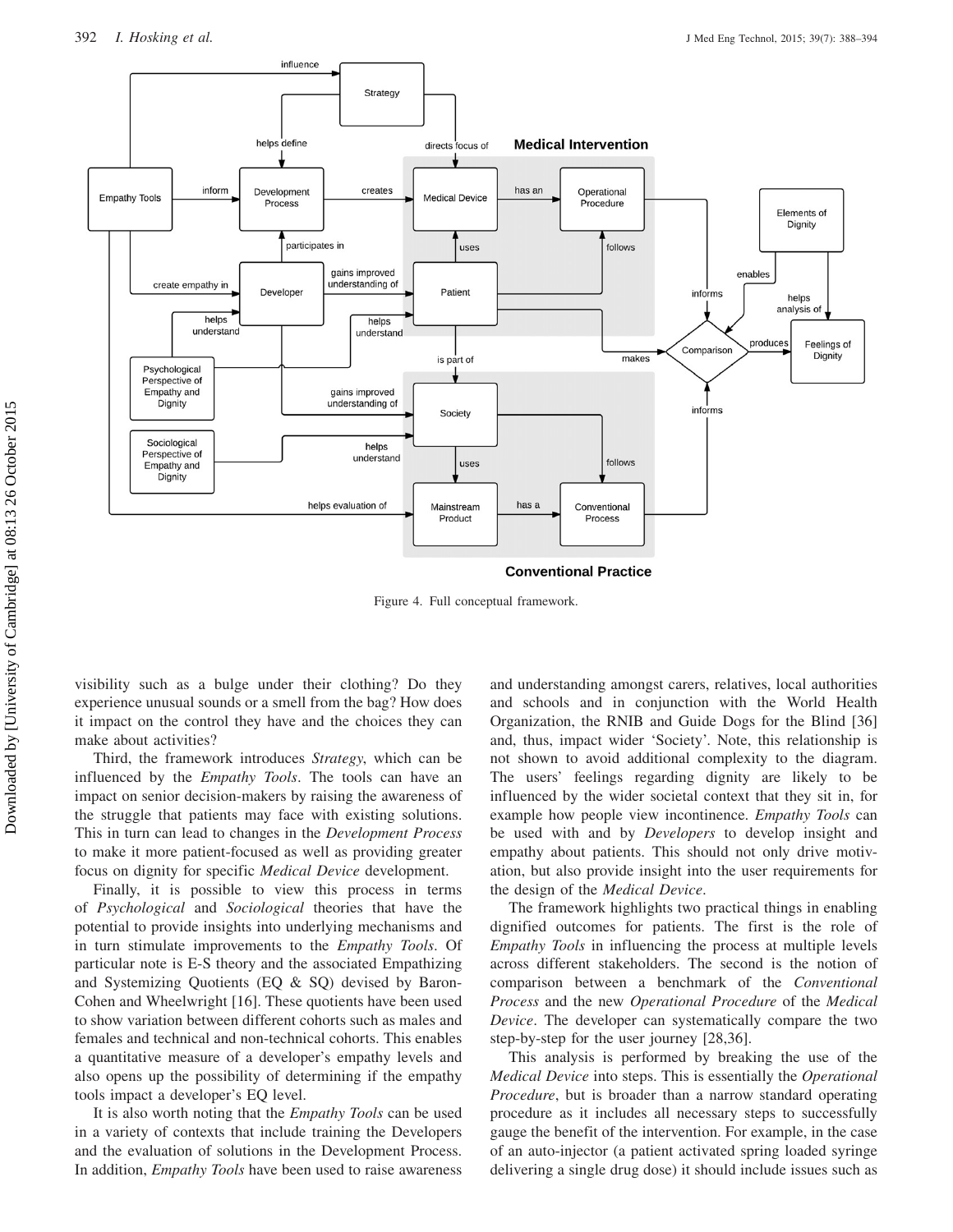Figure 4. Full conceptual framework.

visibility such as a bulge under their clothing? Do they experience unusual sounds or a smell from the bag? How does it impact on the control they have and the choices they can make about activities?

Third, the framework introduces *Strategy*, which can be influenced by the *Empathy Tools*. The tools can have an impact on senior decision-makers by raising the awareness of the struggle that patients may face with existing solutions. This in turn can lead to changes in the *Development Process* to make it more patient-focused as well as providing greater focus on dignity for specific *Medical Device* development.

Finally, it is possible to view this process in terms of *Psychological* and *Sociological* theories that have the potential to provide insights into underlying mechanisms and in turn stimulate improvements to the *Empathy Tools*. Of particular note is E-S theory and the associated Empathizing and Systemizing Quotients (EQ & SQ) devised by Baron-Cohen and Wheelwright [16]. These quotients have been used to show variation between different cohorts such as males and females and technical and non-technical cohorts. This enables a quantitative measure of a developer's empathy levels and also opens up the possibility of determining if the empathy tools impact a developer's EQ level.

It is also worth noting that the *Empathy Tools* can be used in a variety of contexts that include training the Developers and the evaluation of solutions in the Development Process. In addition, *Empathy Tools* have been used to raise awareness and understanding amongst carers, relatives, local authorities and schools and in conjunction with the World Health Organization, the RNIB and Guide Dogs for the Blind [36] and, thus, impact wider 'Society'. Note, this relationship is not shown to avoid additional complexity to the diagram. The users' feelings regarding dignity are likely to be influenced by the wider societal context that they sit in, for example how people view incontinence. *Empathy Tools* can be used with and by *Developers* to develop insight and empathy about patients. This should not only drive motivation, but also provide insight into the user requirements for the design of the *Medical Device*.

The framework highlights two practical things in enabling dignified outcomes for patients. The first is the role of *Empathy Tools* in influencing the process at multiple levels across different stakeholders. The second is the notion of comparison between a benchmark of the *Conventional Process* and the new *Operational Procedure* of the *Medical Device*. The developer can systematically compare the two step-by-step for the user journey [28,36].

This analysis is performed by breaking the use of the *Medical Device* into steps. This is essentially the *Operational Procedure*, but is broader than a narrow standard operating procedure as it includes all necessary steps to successfully gauge the benefit of the intervention. For example, in the case of an auto-injector (a patient activated spring loaded syringe delivering a single drug dose) it should include issues such as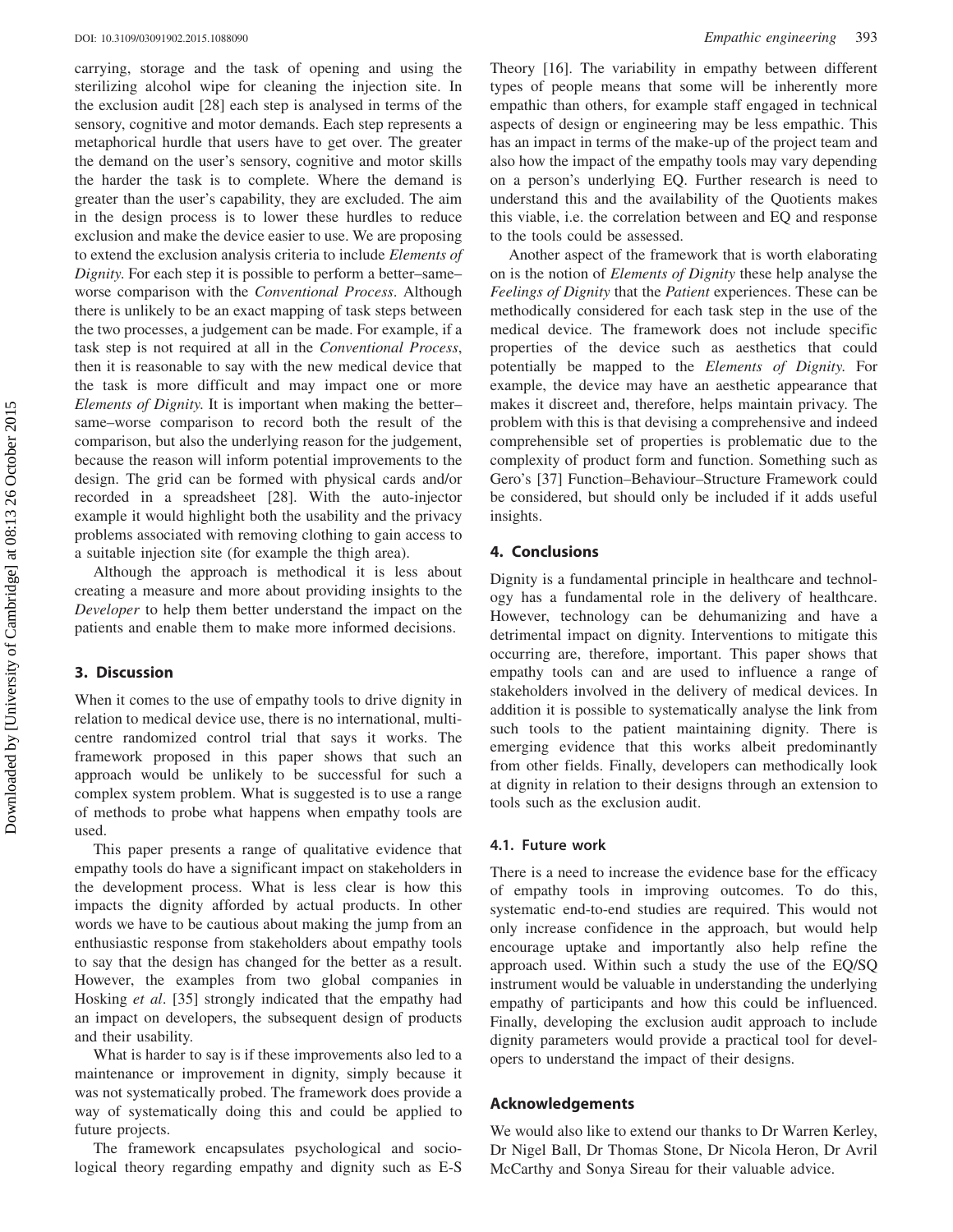carrying, storage and the task of opening and using the sterilizing alcohol wipe for cleaning the injection site. In the exclusion audit [28] each step is analysed in terms of the sensory, cognitive and motor demands. Each step represents a metaphorical hurdle that users have to get over. The greater the demand on the user's sensory, cognitive and motor skills the harder the task is to complete. Where the demand is greater than the user's capability, they are excluded. The aim in the design process is to lower these hurdles to reduce exclusion and make the device easier to use. We are proposing to extend the exclusion analysis criteria to include *Elements of Dignity*. For each step it is possible to perform a better–same–worse comparison with the *Conventional Process*. Although there is unlikely to be an exact mapping of task steps between the two processes, a judgement can be made. For example, if a task step is not required at all in the *Conventional Process*, then it is reasonable to say with the new medical device that the task is more difficult and may impact one or more *Elements of Dignity*. It is important when making the better–same–worse comparison to record both the result of the comparison, but also the underlying reason for the judgement, because the reason will inform potential improvements to the design. The grid can be formed with physical cards and/or recorded in a spreadsheet [28]. With the auto-injector example it would highlight both the usability and the privacy problems associated with removing clothing to gain access to a suitable injection site (for example the thigh area).

Although the approach is methodical it is less about creating a measure and more about providing insights to the *Developer* to help them better understand the impact on the patients and enable them to make more informed decisions.

## 3. Discussion

When it comes to the use of empathy tools to drive dignity in relation to medical device use, there is no international, multi-centre randomized control trial that says it works. The framework proposed in this paper shows that such an approach would be unlikely to be successful for such a complex system problem. What is suggested is to use a range of methods to probe what happens when empathy tools are used.

This paper presents a range of qualitative evidence that empathy tools do have a significant impact on stakeholders in the development process. What is less clear is how this impacts the dignity afforded by actual products. In other words we have to be cautious about making the jump from an enthusiastic response from stakeholders about empathy tools to say that the design has changed for the better as a result. However, the examples from two global companies in Hosking *et al*. [35] strongly indicated that the empathy had an impact on developers, the subsequent design of products and their usability.

What is harder to say is if these improvements also led to a maintenance or improvement in dignity, simply because it was not systematically probed. The framework does provide a way of systematically doing this and could be applied to future projects.

The framework encapsulates psychological and sociological theory regarding empathy and dignity such as E-S Theory [16]. The variability in empathy between different types of people means that some will be inherently more empathic than others, for example staff engaged in technical aspects of design or engineering may be less empathic. This has an impact in terms of the make-up of the project team and also how the impact of the empathy tools may vary depending on a person's underlying EQ. Further research is need to understand this and the availability of the Quotients makes this viable, i.e. the correlation between and EQ and response to the tools could be assessed.

Another aspect of the framework that is worth elaborating on is the notion of *Elements of Dignity* these help analyse the *Feelings of Dignity* that the *Patient* experiences. These can be methodically considered for each task step in the use of the medical device. The framework does not include specific properties of the device such as aesthetics that could potentially be mapped to the *Elements of Dignity*. For example, the device may have an aesthetic appearance that makes it discreet and, therefore, helps maintain privacy. The problem with this is that devising a comprehensive and indeed comprehensible set of properties is problematic due to the complexity of product form and function. Something such as Gero's [37] Function–Behaviour–Structure Framework could be considered, but should only be included if it adds useful insights.

## 4. Conclusions

Dignity is a fundamental principle in healthcare and technology has a fundamental role in the delivery of healthcare. However, technology can be dehumanizing and have a detrimental impact on dignity. Interventions to mitigate this occurring are, therefore, important. This paper shows that empathy tools can and are used to influence a range of stakeholders involved in the delivery of medical devices. In addition it is possible to systematically analyse the link from such tools to the patient maintaining dignity. There is emerging evidence that this works albeit predominantly from other fields. Finally, developers can methodically look at dignity in relation to their designs through an extension to tools such as the exclusion audit.

### 4.1. Future work

There is a need to increase the evidence base for the efficacy of empathy tools in improving outcomes. To do this, systematic end-to-end studies are required. This would not only increase confidence in the approach, but would help encourage uptake and importantly also help refine the approach used. Within such a study the use of the EQ/SQ instrument would be valuable in understanding the underlying empathy of participants and how this could be influenced. Finally, developing the exclusion audit approach to include dignity parameters would provide a practical tool for developers to understand the impact of their designs.

## Acknowledgements

We would also like to extend our thanks to Dr Warren Kerley, Dr Nigel Ball, Dr Thomas Stone, Dr Nicola Heron, Dr Avril McCarthy and Sonya Sireau for their valuable advice.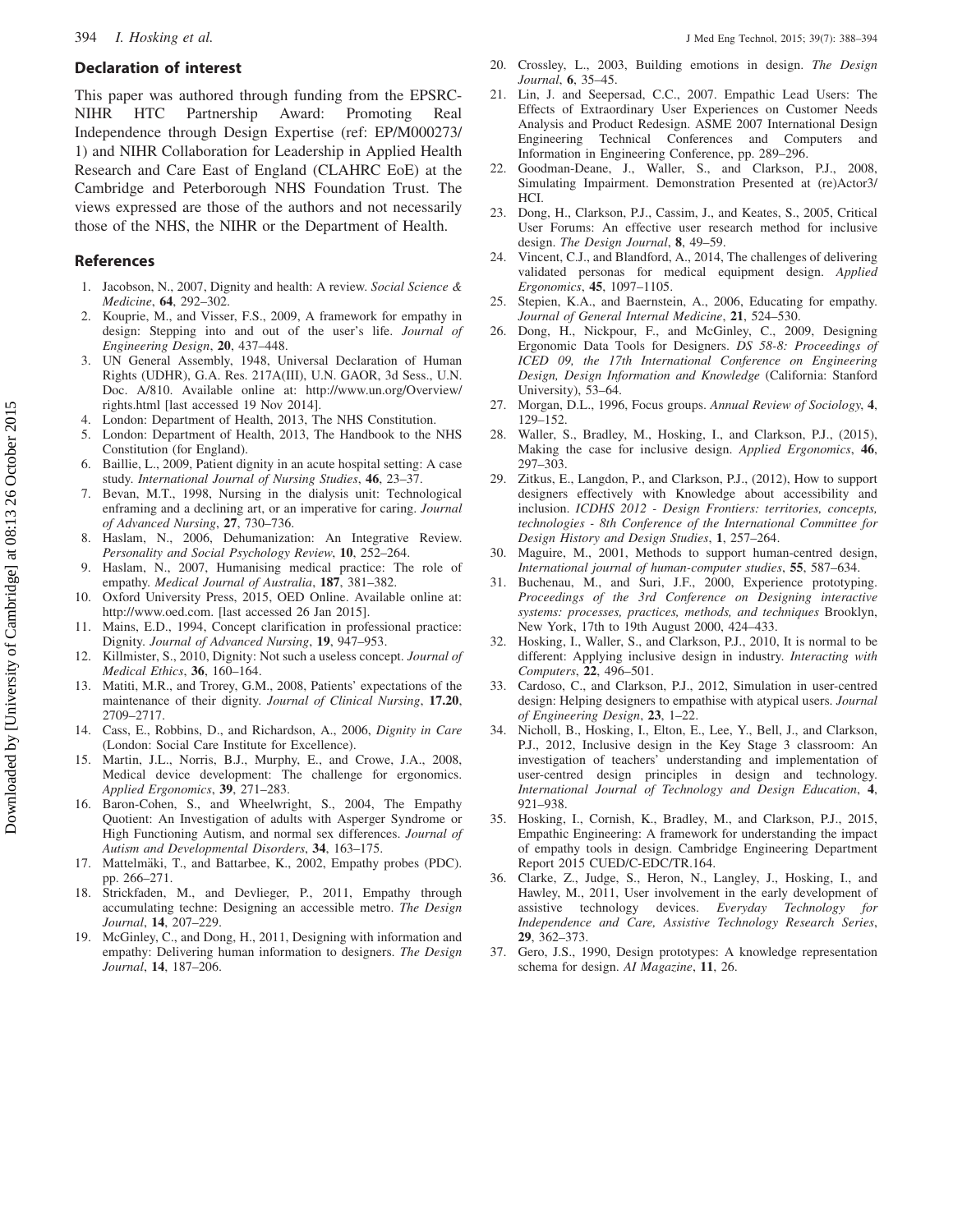## Declaration of interest

This paper was authored through funding from the EPSRC-NIHR HTC Partnership Award: Promoting Real Independence through Design Expertise (ref: EP/M000273/1) and NIHR Collaboration for Leadership in Applied Health Research and Care East of England (CLAHRC EoE) at the Cambridge and Peterborough NHS Foundation Trust. The views expressed are those of the authors and not necessarily those of the NHS, the NIHR or the Department of Health.

## References

1. Jacobson, N., 2007, Dignity and health: A review. *Social Science & Medicine*, **64**, 292–302.
2. Kouprie, M., and Visser, F.S., 2009, A framework for empathy in design: Stepping into and out of the user's life. *Journal of Engineering Design*, **20**, 437–448.
3. UN General Assembly, 1948, Universal Declaration of Human Rights (UDHR), G.A. Res. 217A(III), U.N. GAOR, 3d Sess., U.N. Doc. A/810. Available online at: http://www.un.org/Overview/rights.html [last accessed 19 Nov 2014].
4. London: Department of Health, 2013, The NHS Constitution.
5. London: Department of Health, 2013, The Handbook to the NHS Constitution (for England).
6. Baillie, L., 2009, Patient dignity in an acute hospital setting: A case study. *International Journal of Nursing Studies*, **46**, 23–37.
7. Bevan, M.T., 1998, Nursing in the dialysis unit: Technological enframing and a declining art, or an imperative for caring. *Journal of Advanced Nursing*, **27**, 730–736.
8. Haslam, N., 2006, Dehumanization: An Integrative Review. *Personality and Social Psychology Review*, **10**, 252–264.
9. Haslam, N., 2007, Humanising medical practice: The role of empathy. *Medical Journal of Australia*, **187**, 381–382.
10. Oxford University Press, 2015, OED Online. Available online at: http://www.oed.com. [last accessed 26 Jan 2015].
11. Mains, E.D., 1994, Concept clarification in professional practice: Dignity. *Journal of Advanced Nursing*, **19**, 947–953.
12. Killmister, S., 2010, Dignity: Not such a useless concept. *Journal of Medical Ethics*, **36**, 160–164.
13. Matiti, M.R., and Trorey, G.M., 2008, Patients' expectations of the maintenance of their dignity. *Journal of Clinical Nursing*, **17.20**, 2709–2717.
14. Cass, E., Robbins, D., and Richardson, A., 2006, *Dignity in Care* (London: Social Care Institute for Excellence).
15. Martin, J.L., Norris, B.J., Murphy, E., and Crowe, J.A., 2008, Medical device development: The challenge for ergonomics. *Applied Ergonomics*, **39**, 271–283.
16. Baron-Cohen, S., and Wheelwright, S., 2004, The Empathy Quotient: An Investigation of adults with Asperger Syndrome or High Functioning Autism, and normal sex differences. *Journal of Autism and Developmental Disorders*, **34**, 163–175.
17. Mattelmäki, T., and Battarbee, K., 2002, Empathy probes (PDC). pp. 266–271.
18. Strickfaden, M., and Devlieger, P., 2011, Empathy through accumulating techne: Designing an accessible metro. *The Design Journal*, **14**, 207–229.
19. McGinley, C., and Dong, H., 2011, Designing with information and empathy: Delivering human information to designers. *The Design Journal*, **14**, 187–206.
20. Crossley, L., 2003, Building emotions in design. *The Design Journal*, **6**, 35–45.
21. Lin, J. and Seepersad, C.C., 2007. Empathic Lead Users: The Effects of Extraordinary User Experiences on Customer Needs Analysis and Product Redesign. ASME 2007 International Design Engineering Technical Conferences and Computers and Information in Engineering Conference, pp. 289–296.
22. Goodman-Deane, J., Waller, S., and Clarkson, P.J., 2008, Simulating Impairment. Demonstration Presented at (re)Actor3/HCI.
23. Dong, H., Clarkson, P.J., Cassim, J., and Keates, S., 2005, Critical User Forums: An effective user research method for inclusive design. *The Design Journal*, **8**, 49–59.
24. Vincent, C.J., and Blandford, A., 2014, The challenges of delivering validated personas for medical equipment design. *Applied Ergonomics*, **45**, 1097–1105.
25. Stepien, K.A., and Baernstein, A., 2006, Educating for empathy. *Journal of General Internal Medicine*, **21**, 524–530.
26. Dong, H., Nickpour, F., and McGinley, C., 2009, Designing Ergonomic Data Tools for Designers. *DS 58-8: Proceedings of ICED 09, the 17th International Conference on Engineering Design, Design Information and Knowledge* (California: Stanford University), 53–64.
27. Morgan, D.L., 1996, Focus groups. *Annual Review of Sociology*, **4**, 129–152.
28. Waller, S., Bradley, M., Hosking, I., and Clarkson, P.J., (2015), Making the case for inclusive design. *Applied Ergonomics*, **46**, 297–303.
29. Zitkus, E., Langdon, P., and Clarkson, P.J., (2012), How to support designers effectively with Knowledge about accessibility and inclusion. *ICDHS 2012 - Design Frontiers: territories, concepts, technologies - 8th Conference of the International Committee for Design History and Design Studies*, **1**, 257–264.
30. Maguire, M., 2001, Methods to support human-centred design, *International journal of human-computer studies*, **55**, 587–634.
31. Buchenau, M., and Suri, J.F., 2000, Experience prototyping. *Proceedings of the 3rd Conference on Designing interactive systems: processes, practices, methods, and techniques* Brooklyn, New York, 17th to 19th August 2000, 424–433.
32. Hosking, I., Waller, S., and Clarkson, P.J., 2010, It is normal to be different: Applying inclusive design in industry. *Interacting with Computers*, **22**, 496–501.
33. Cardoso, C., and Clarkson, P.J., 2012, Simulation in user-centred design: Helping designers to empathise with atypical users. *Journal of Engineering Design*, **23**, 1–22.
34. Nicholl, B., Hosking, I., Elton, E., Lee, Y., Bell, J., and Clarkson, P.J., 2012, Inclusive design in the Key Stage 3 classroom: An investigation of teachers' understanding and implementation of user-centred design principles in design and technology. *International Journal of Technology and Design Education*, **4**, 921–938.
35. Hosking, I., Cornish, K., Bradley, M., and Clarkson, P.J., 2015, Empathic Engineering: A framework for understanding the impact of empathy tools in design. Cambridge Engineering Department Report 2015 CUED/C-EDC/TR.164.
36. Clarke, Z., Judge, S., Heron, N., Langley, J., Hosking, I., and Hawley, M., 2011, User involvement in the early development of assistive technology devices. *Everyday Technology for Independence and Care, Assistive Technology Research Series*, **29**, 362–373.
37. Gero, J.S., 1990, Design prototypes: A knowledge representation schema for design. *AI Magazine*, **11**, 26.